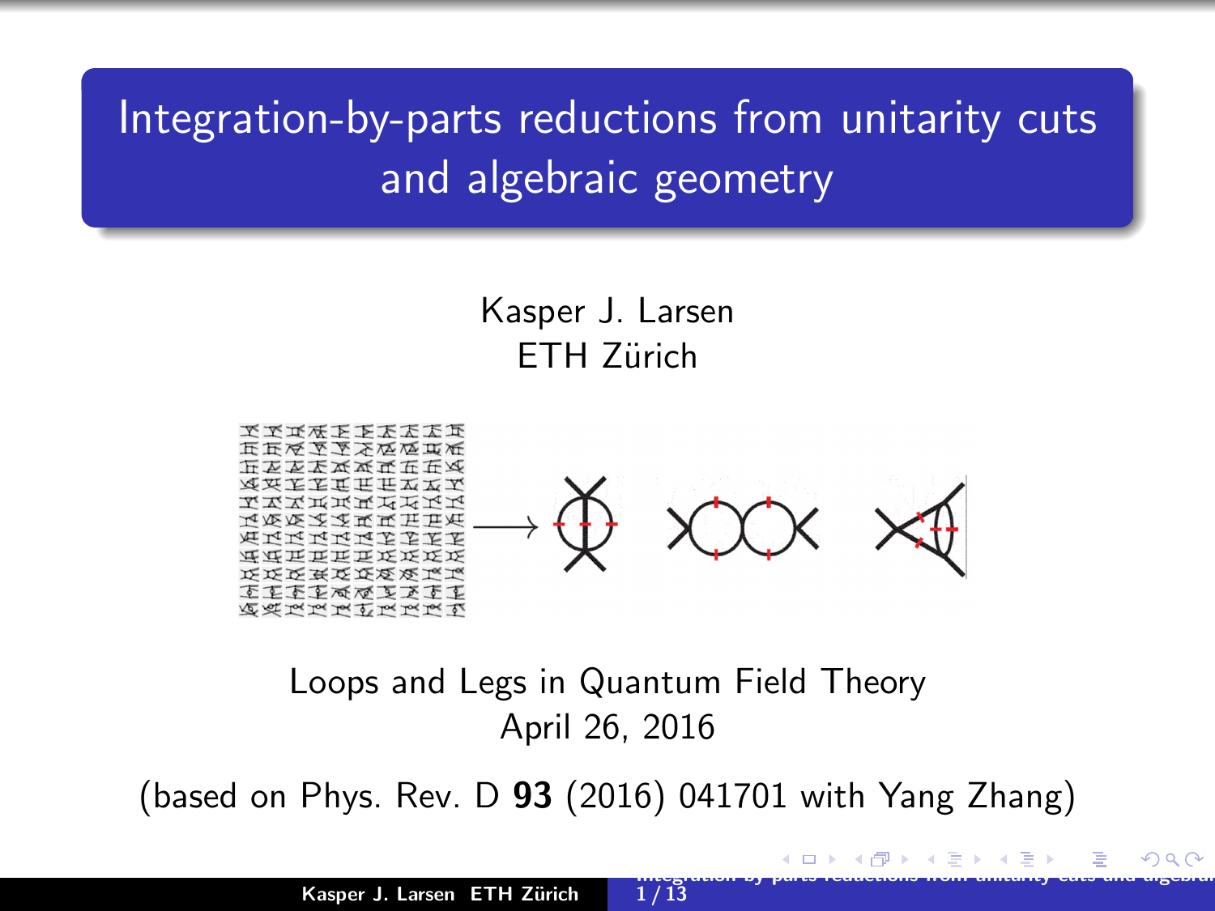# Integration-by-parts reductions from unitarity cuts and algebraic geometry

Kasper J. Larsen
ETH Zürich

Loops and Legs in Quantum Field Theory
April 26, 2016

(based on Phys. Rev. D **93** (2016) 041701 with Yang Zhang)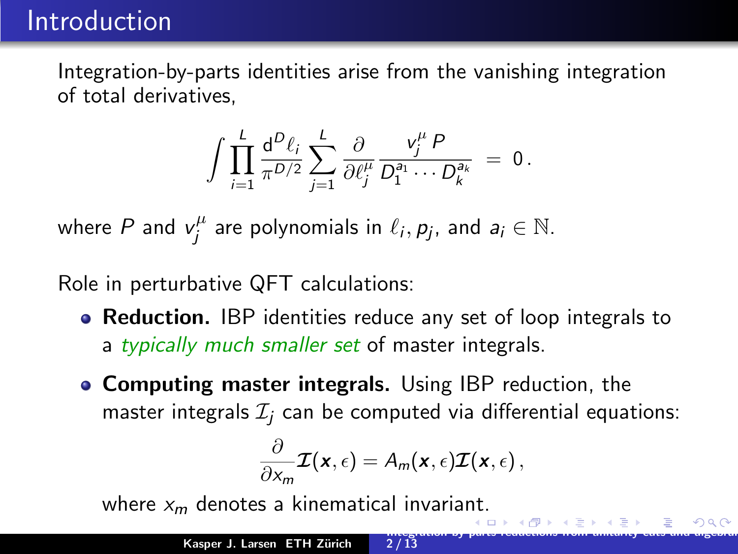# Introduction

Integration-by-parts identities arise from the vanishing integration of total derivatives,

$$\int \prod_{i=1}^{L} \frac{\mathrm{d}^D \ell_i}{\pi^{D/2}} \sum_{j=1}^{L} \frac{\partial}{\partial \ell_j^\mu} \frac{v_j^\mu \, P}{D_1^{a_1} \cdots D_k^{a_k}} \; = \; 0 \, .$$

where $P$ and $v_j^\mu$ are polynomials in $\ell_i, p_j$, and $a_i \in \mathbb{N}$.

Role in perturbative QFT calculations:

- **Reduction.** IBP identities reduce any set of loop integrals to a *typically much smaller set* of master integrals.
- **Computing master integrals.** Using IBP reduction, the master integrals $\mathcal{I}_j$ can be computed via differential equations:

  $$\frac{\partial}{\partial x_m} \boldsymbol{\mathcal{I}}(\boldsymbol{x}, \epsilon) = A_m(\boldsymbol{x}, \epsilon) \boldsymbol{\mathcal{I}}(\boldsymbol{x}, \epsilon) \, ,$$

  where $x_m$ denotes a kinematical invariant.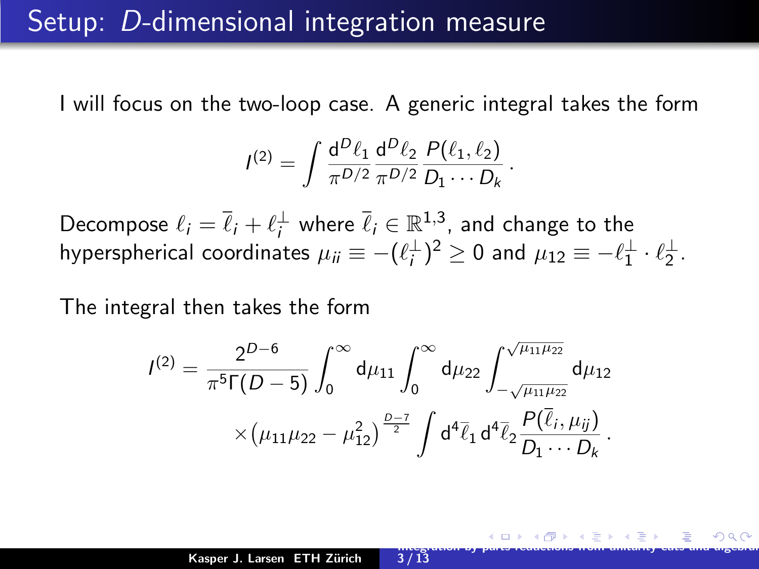# Setup: $D$-dimensional integration measure

I will focus on the two-loop case. A generic integral takes the form

$$I^{(2)} = \int \frac{\mathrm{d}^D \ell_1}{\pi^{D/2}} \frac{\mathrm{d}^D \ell_2}{\pi^{D/2}} \frac{P(\ell_1, \ell_2)}{D_1 \cdots D_k} \,.$$

Decompose $\ell_i = \overline{\ell}_i + \ell_i^{\perp}$ where $\overline{\ell}_i \in \mathbb{R}^{1,3}$, and change to the hyperspherical coordinates $\mu_{ii} \equiv -(\ell_i^{\perp})^2 \geq 0$ and $\mu_{12} \equiv -\ell_1^{\perp} \cdot \ell_2^{\perp}$.

The integral then takes the form

$$I^{(2)} = \frac{2^{D-6}}{\pi^5 \Gamma(D-5)} \int_0^{\infty} \mathrm{d}\mu_{11} \int_0^{\infty} \mathrm{d}\mu_{22} \int_{-\sqrt{\mu_{11}\mu_{22}}}^{\sqrt{\mu_{11}\mu_{22}}} \mathrm{d}\mu_{12} \times \left(\mu_{11}\mu_{22} - \mu_{12}^2\right)^{\frac{D-7}{2}} \int \mathrm{d}^4 \overline{\ell}_1 \, \mathrm{d}^4 \overline{\ell}_2 \frac{P(\overline{\ell}_i, \mu_{ij})}{D_1 \cdots D_k} \,.$$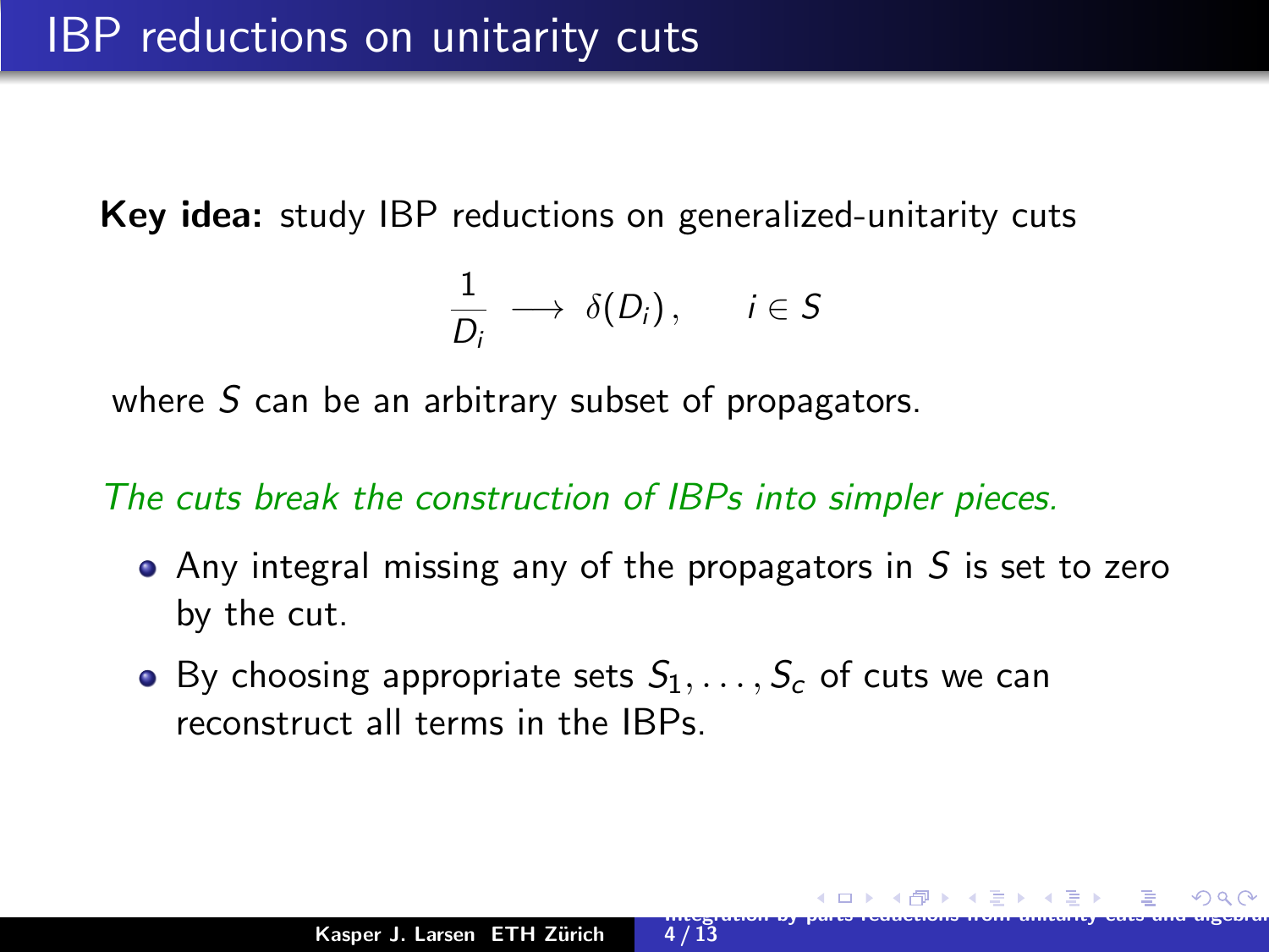# IBP reductions on unitarity cuts

**Key idea:** study IBP reductions on generalized-unitarity cuts

$$\frac{1}{D_i} \longrightarrow \delta(D_i)\,, \qquad i \in S$$

where $S$ can be an arbitrary subset of propagators.

*The cuts break the construction of IBPs into simpler pieces.*

- Any integral missing any of the propagators in $S$ is set to zero by the cut.
- By choosing appropriate sets $S_1, \ldots, S_c$ of cuts we can reconstruct all terms in the IBPs.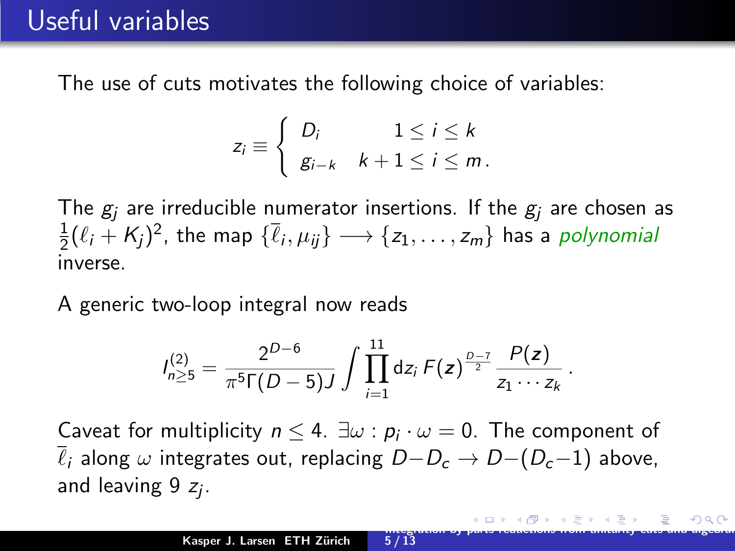# Useful variables

The use of cuts motivates the following choice of variables:

$$z_i \equiv \begin{cases} D_i & 1 \leq i \leq k \\ g_{i-k} & k+1 \leq i \leq m \,. \end{cases}$$

The $g_j$ are irreducible numerator insertions. If the $g_j$ are chosen as $\frac{1}{2}(\ell_i + K_j)^2$, the map $\{\bar{\ell}_i, \mu_{ij}\} \longrightarrow \{z_1, \ldots, z_m\}$ has a *polynomial* inverse.

A generic two-loop integral now reads

$$I^{(2)}_{n\geq 5} = \frac{2^{D-6}}{\pi^5 \Gamma(D-5) J} \int \prod_{i=1}^{11} \mathrm{d}z_i \, F(\boldsymbol{z})^{\frac{D-7}{2}} \frac{P(\boldsymbol{z})}{z_1 \cdots z_k} \,.$$

Caveat for multiplicity $n \leq 4$. $\exists \omega : p_i \cdot \omega = 0$. The component of $\bar{\ell}_i$ along $\omega$ integrates out, replacing $D - D_c \to D - (D_c - 1)$ above, and leaving 9 $z_j$.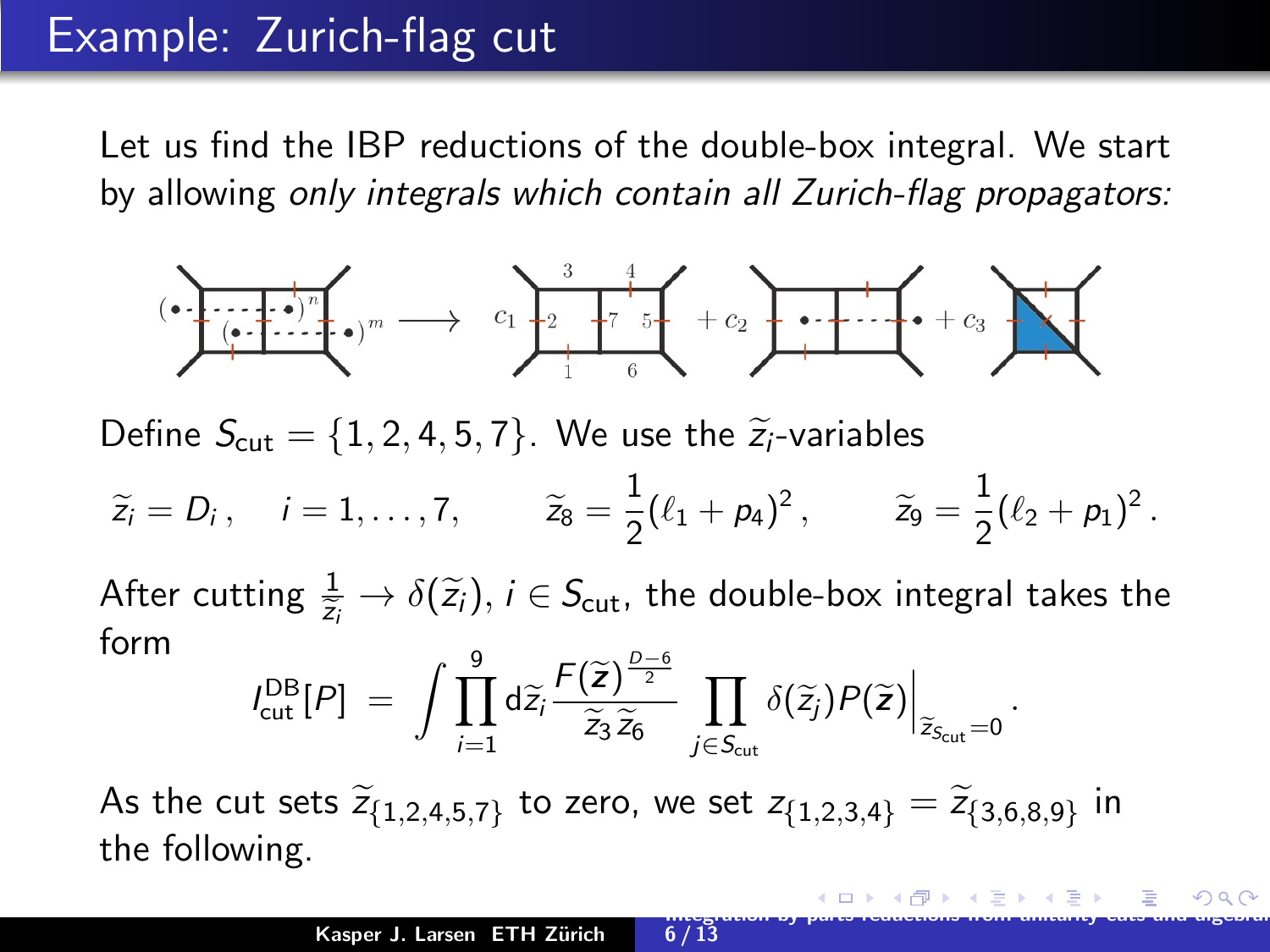# Example: Zurich-flag cut

Let us find the IBP reductions of the double-box integral. We start by allowing *only integrals which contain all Zurich-flag propagators:*

Define $S_{\text{cut}} = \{1, 2, 4, 5, 7\}$. We use the $\widetilde{z}_i$-variables

$$\widetilde{z}_i = D_i \,, \quad i = 1, \ldots, 7, \qquad \widetilde{z}_8 = \frac{1}{2}(\ell_1 + p_4)^2 \,, \qquad \widetilde{z}_9 = \frac{1}{2}(\ell_2 + p_1)^2 \,.$$

After cutting $\frac{1}{\widetilde{z}_i} \to \delta(\widetilde{z}_i)$, $i \in S_{\text{cut}}$, the double-box integral takes the form

$$I^{\text{DB}}_{\text{cut}}[P] \;=\; \int \prod_{i=1}^{9} \mathrm{d}\widetilde{z}_i \, \frac{F(\widetilde{\boldsymbol{z}})^{\frac{D-6}{2}}}{\widetilde{z}_3 \, \widetilde{z}_6} \prod_{j \in S_{\text{cut}}} \delta(\widetilde{z}_j) P(\widetilde{\boldsymbol{z}}) \Big|_{\widetilde{z}_{S_{\text{cut}}}=0} \,.$$

As the cut sets $\widetilde{z}_{\{1,2,4,5,7\}}$ to zero, we set $z_{\{1,2,3,4\}} = \widetilde{z}_{\{3,6,8,9\}}$ in the following.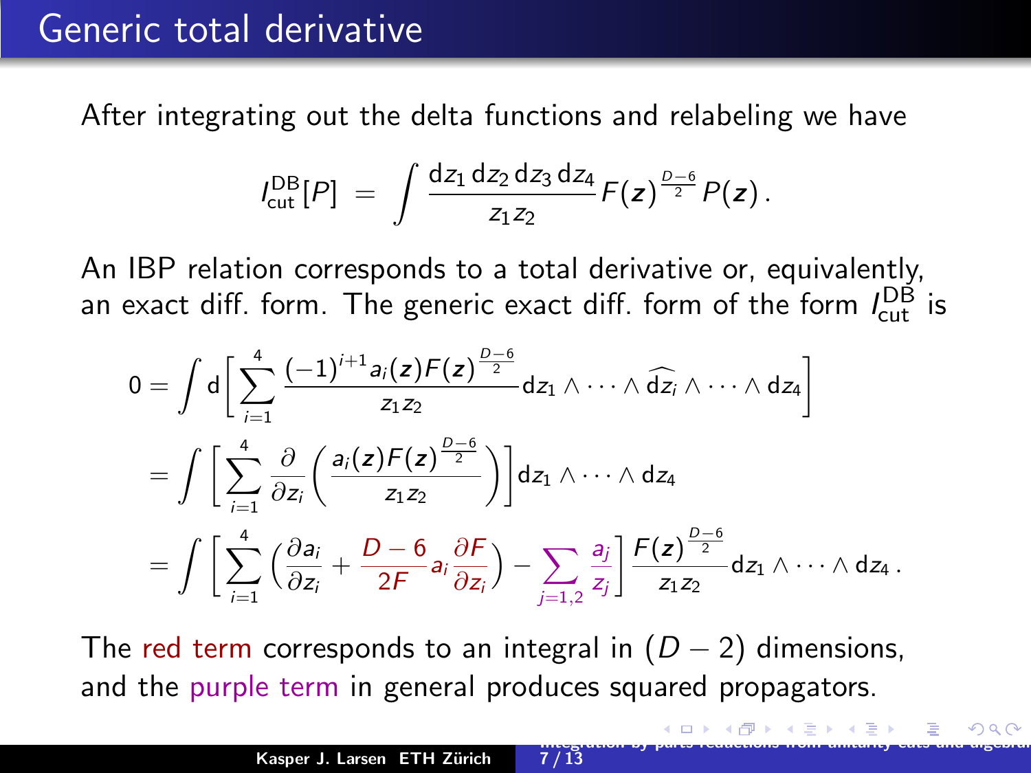# Generic total derivative

After integrating out the delta functions and relabeling we have

$$I_{\rm cut}^{\rm DB}[P] \;=\; \int \frac{\mathrm{d}z_1\,\mathrm{d}z_2\,\mathrm{d}z_3\,\mathrm{d}z_4}{z_1 z_2} F(\boldsymbol{z})^{\frac{D-6}{2}} P(\boldsymbol{z})\,.$$

An IBP relation corresponds to a total derivative or, equivalently, an exact diff. form. The generic exact diff. form of the form $I_{\rm cut}^{\rm DB}$ is

$$\begin{aligned}
0 &= \int \mathrm{d}\bigg[\sum_{i=1}^{4} \frac{(-1)^{i+1} a_i(\boldsymbol{z}) F(\boldsymbol{z})^{\frac{D-6}{2}}}{z_1 z_2} \mathrm{d}z_1 \wedge \cdots \wedge \widehat{\mathrm{d}z_i} \wedge \cdots \wedge \mathrm{d}z_4\bigg] \\
&= \int \bigg[\sum_{i=1}^{4} \frac{\partial}{\partial z_i}\bigg(\frac{a_i(\boldsymbol{z}) F(\boldsymbol{z})^{\frac{D-6}{2}}}{z_1 z_2}\bigg)\bigg] \mathrm{d}z_1 \wedge \cdots \wedge \mathrm{d}z_4 \\
&= \int \bigg[\sum_{i=1}^{4}\bigg(\frac{\partial a_i}{\partial z_i} + \frac{D-6}{2F} a_i \frac{\partial F}{\partial z_i}\bigg) - \sum_{j=1,2} \frac{a_j}{z_j}\bigg] \frac{F(\boldsymbol{z})^{\frac{D-6}{2}}}{z_1 z_2} \mathrm{d}z_1 \wedge \cdots \wedge \mathrm{d}z_4\,.
\end{aligned}$$

The red term corresponds to an integral in $(D-2)$ dimensions, and the purple term in general produces squared propagators.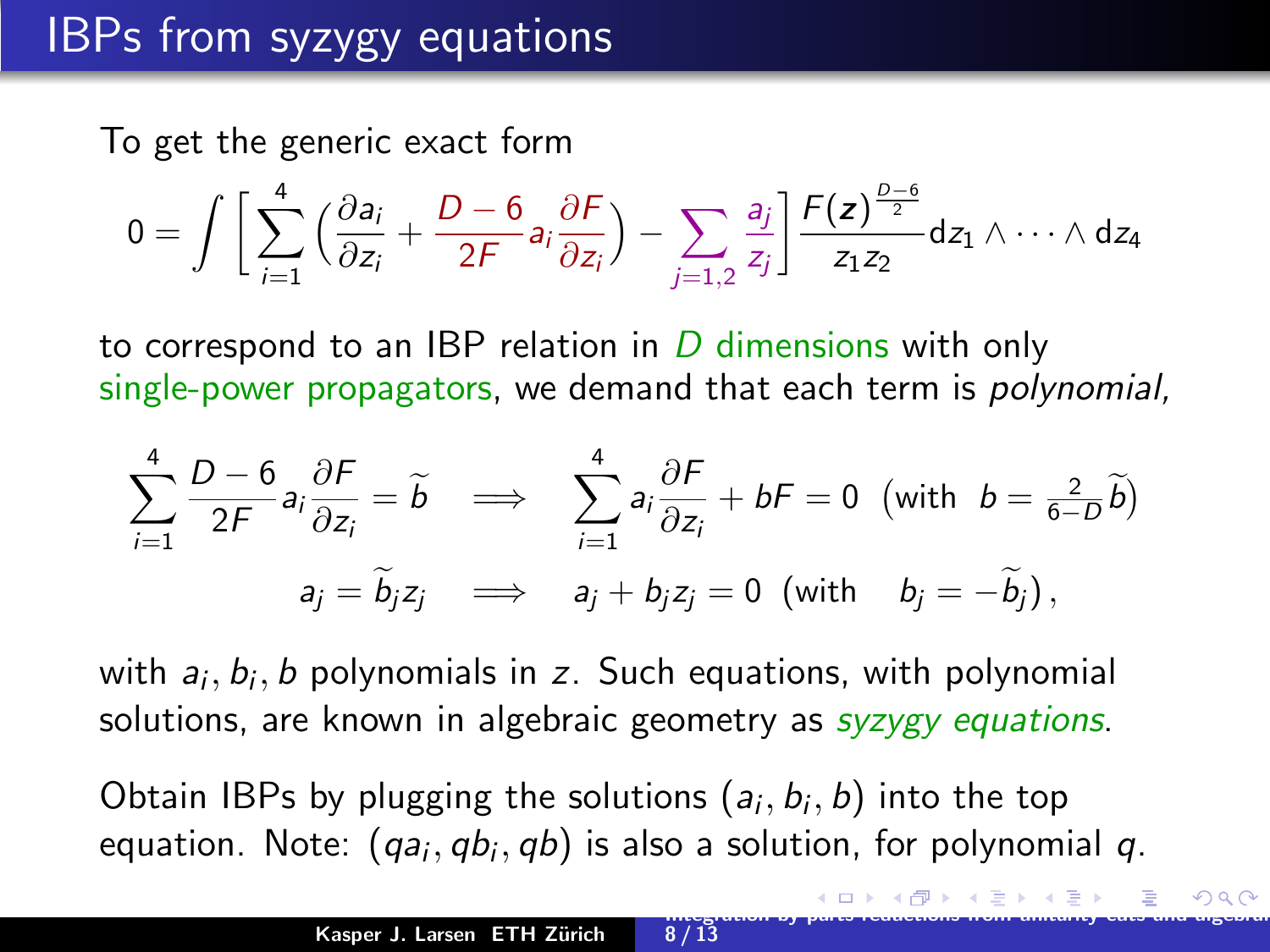# IBPs from syzygy equations

To get the generic exact form

$$0 = \int \left[ \sum_{i=1}^{4} \left( \frac{\partial a_i}{\partial z_i} + \frac{D-6}{2F} a_i \frac{\partial F}{\partial z_i} \right) - \sum_{j=1,2} \frac{a_j}{z_j} \right] \frac{F(\boldsymbol{z})^{\frac{D-6}{2}}}{z_1 z_2} \mathrm{d}z_1 \wedge \cdots \wedge \mathrm{d}z_4$$

to correspond to an IBP relation in $D$ dimensions with only single-power propagators, we demand that each term is *polynomial*,

$$\sum_{i=1}^{4} \frac{D-6}{2F} a_i \frac{\partial F}{\partial z_i} = \widetilde{b} \quad \Longrightarrow \quad \sum_{i=1}^{4} a_i \frac{\partial F}{\partial z_i} + bF = 0 \;\; \left(\text{with} \;\; b = \tfrac{2}{6-D} \widetilde{b}\right)$$

$$a_j = \widetilde{b}_j z_j \quad \Longrightarrow \quad a_j + b_j z_j = 0 \;\; (\text{with} \quad b_j = -\widetilde{b}_j)\,,$$

with $a_i, b_i, b$ polynomials in $z$. Such equations, with polynomial solutions, are known in algebraic geometry as *syzygy equations*.

Obtain IBPs by plugging the solutions $(a_i, b_i, b)$ into the top equation. Note: $(qa_i, qb_i, qb)$ is also a solution, for polynomial $q$.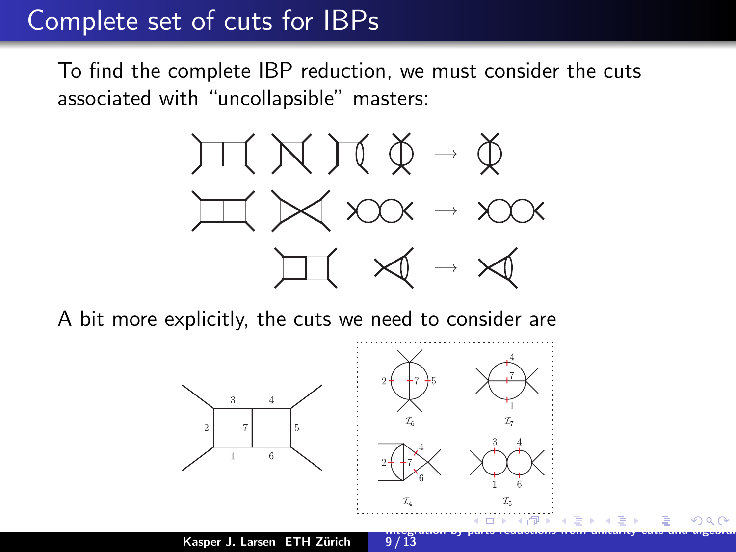# Complete set of cuts for IBPs

To find the complete IBP reduction, we must consider the cuts associated with "uncollapsible" masters:

A bit more explicitly, the cuts we need to consider are

$\mathcal{I}_6$ $\mathcal{I}_7$

$\mathcal{I}_4$ $\mathcal{I}_5$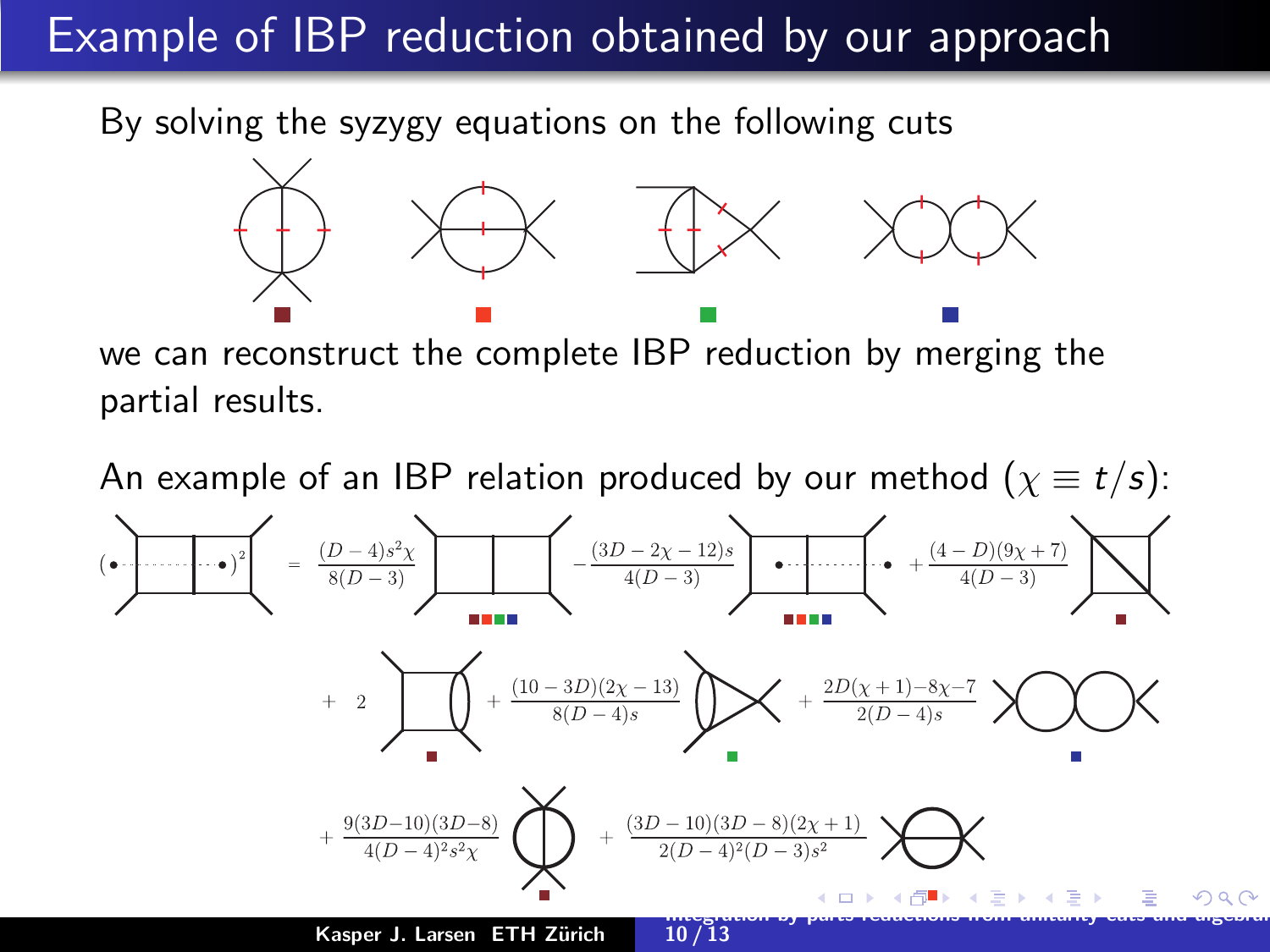# Example of IBP reduction obtained by our approach

By solving the syzygy equations on the following cuts

we can reconstruct the complete IBP reduction by merging the partial results.

An example of an IBP relation produced by our method ($\chi \equiv t/s$):

$$
= \frac{(D-4)s^2\chi}{8(D-3)} \; - \frac{(3D-2\chi-12)s}{4(D-3)} \; + \frac{(4-D)(9\chi+7)}{4(D-3)}
$$

$$
+ \; 2 \; + \frac{(10-3D)(2\chi-13)}{8(D-4)s} \; + \frac{2D(\chi+1)-8\chi-7}{2(D-4)s}
$$

$$
+ \frac{9(3D-10)(3D-8)}{4(D-4)^2 s^2 \chi} \; + \frac{(3D-10)(3D-8)(2\chi+1)}{2(D-4)^2(D-3)s^2}
$$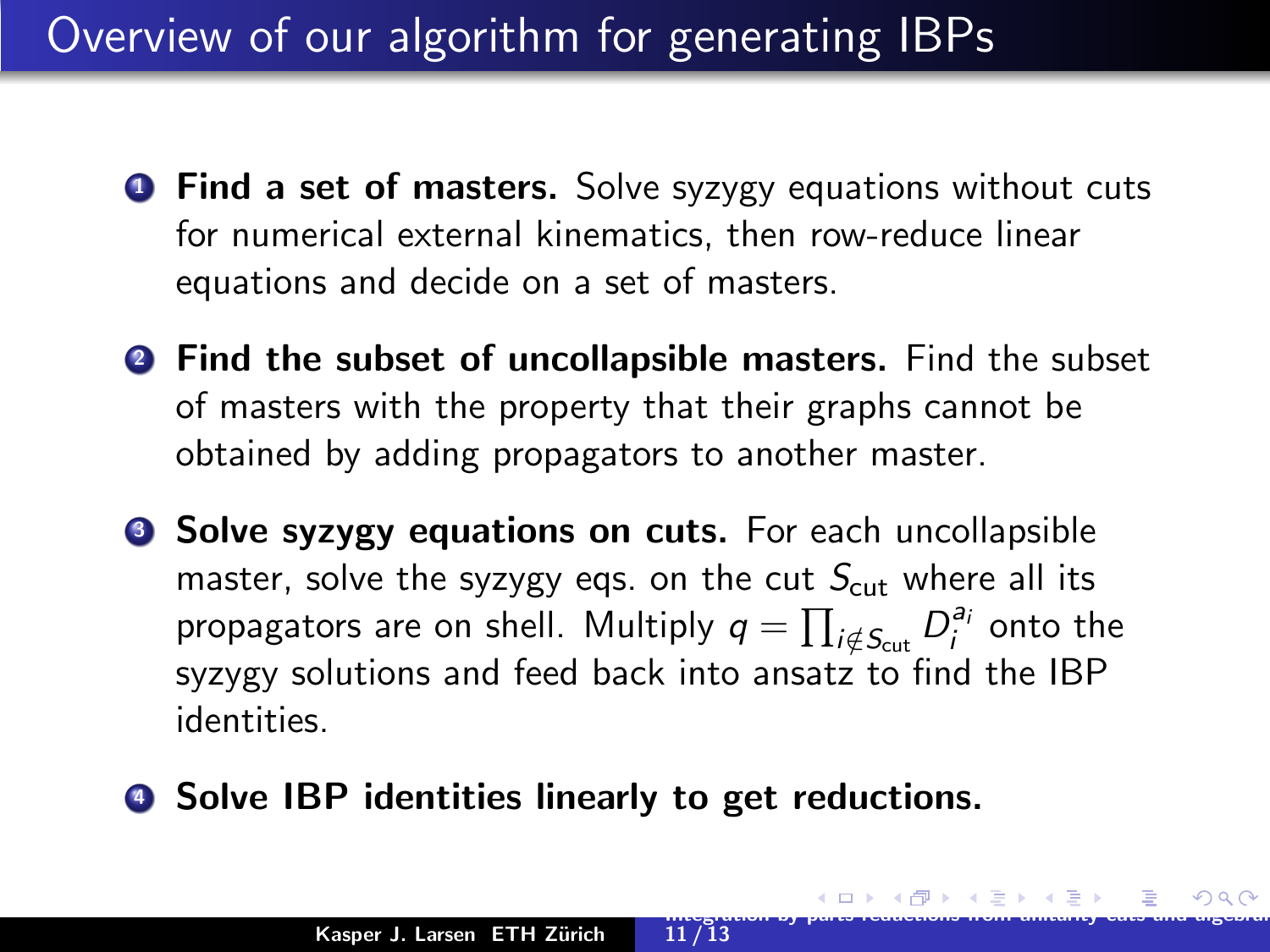# Overview of our algorithm for generating IBPs

1. **Find a set of masters.** Solve syzygy equations without cuts for numerical external kinematics, then row-reduce linear equations and decide on a set of masters.

2. **Find the subset of uncollapsible masters.** Find the subset of masters with the property that their graphs cannot be obtained by adding propagators to another master.

3. **Solve syzygy equations on cuts.** For each uncollapsible master, solve the syzygy eqs. on the cut $S_{\text{cut}}$ where all its propagators are on shell. Multiply $q = \prod_{i \notin S_{\text{cut}}} D_i^{a_i}$ onto the syzygy solutions and feed back into ansatz to find the IBP identities.

4. **Solve IBP identities linearly to get reductions.**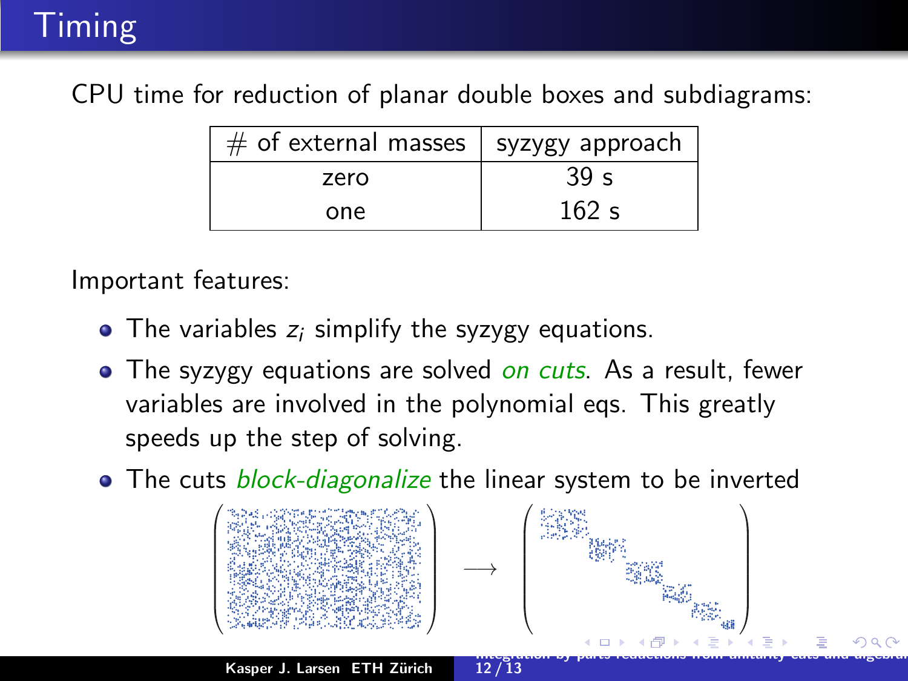# Timing

CPU time for reduction of planar double boxes and subdiagrams:

| # of external masses | syzygy approach |
|---|---|
| zero | 39 s |
| one | 162 s |

Important features:

- The variables $z_i$ simplify the syzygy equations.
- The syzygy equations are solved *on cuts*. As a result, fewer variables are involved in the polynomial eqs. This greatly speeds up the step of solving.
- The cuts *block-diagonalize* the linear system to be inverted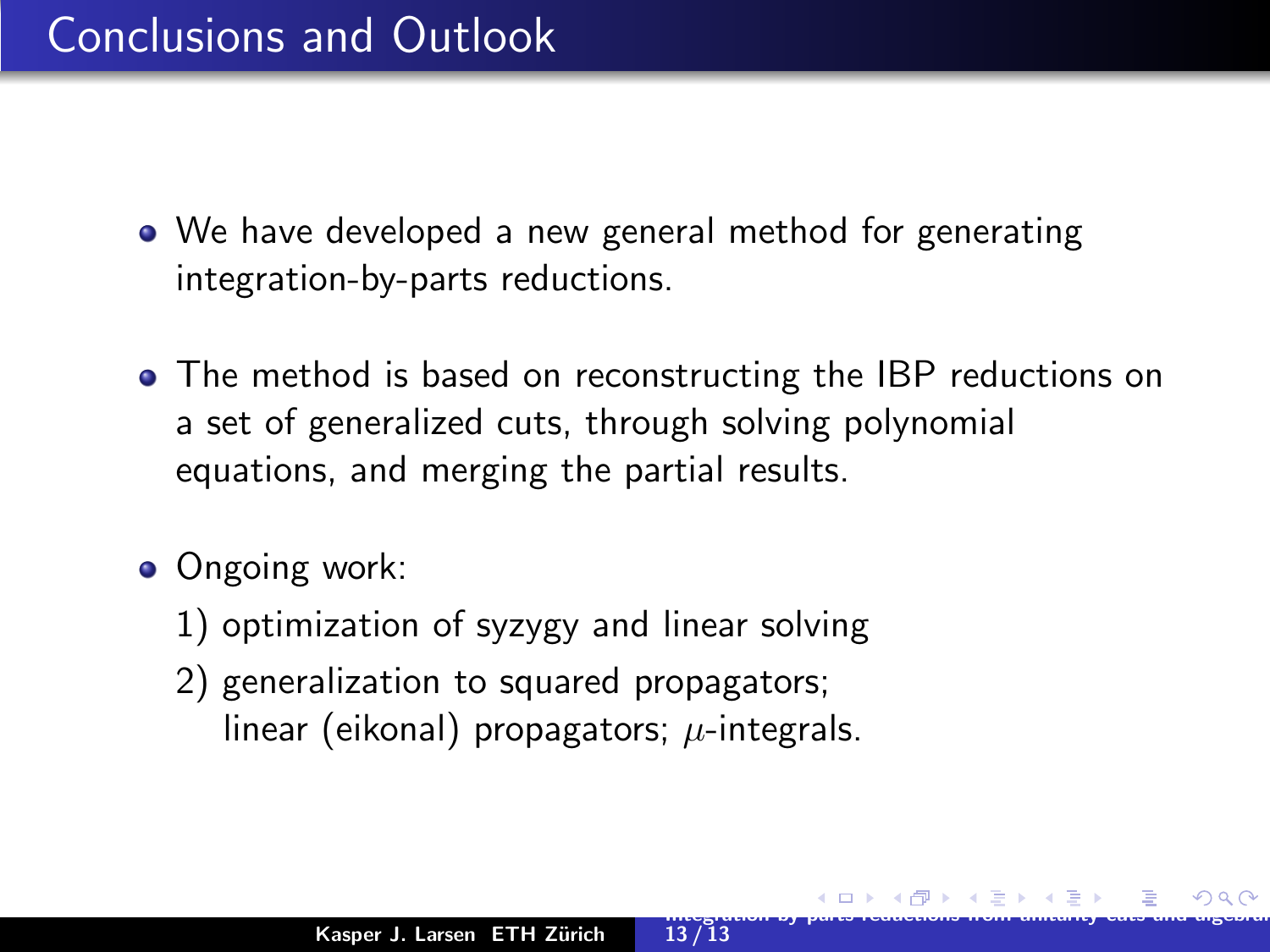# Conclusions and Outlook

- We have developed a new general method for generating integration-by-parts reductions.
- The method is based on reconstructing the IBP reductions on a set of generalized cuts, through solving polynomial equations, and merging the partial results.
- Ongoing work:

  1) optimization of syzygy and linear solving

  2) generalization to squared propagators; linear (eikonal) propagators; $\mu$-integrals.